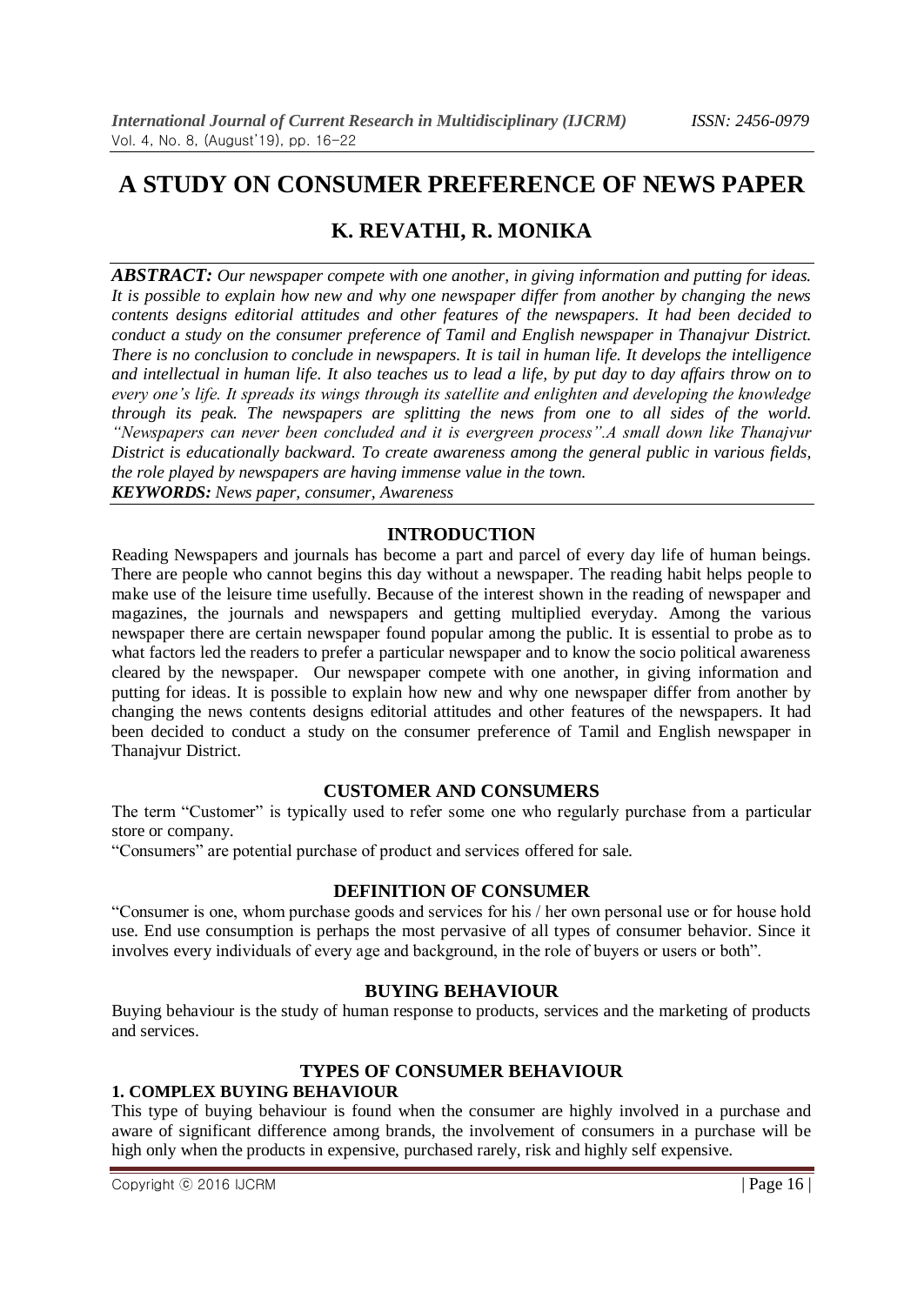# A STUDY ON CONSUMER PREFERENCE OF NEWS PAPER

## K. REVATHI, R. MONIKA

***ABSTRACT:*** *Our newspaper compete with one another, in giving information and putting for ideas. It is possible to explain how new and why one newspaper differ from another by changing the news contents designs editorial attitudes and other features of the newspapers. It had been decided to conduct a study on the consumer preference of Tamil and English newspaper in Thanajvur District. There is no conclusion to conclude in newspapers. It is tail in human life. It develops the intelligence and intellectual in human life. It also teaches us to lead a life, by put day to day affairs throw on to every one's life. It spreads its wings through its satellite and enlighten and developing the knowledge through its peak. The newspapers are splitting the news from one to all sides of the world. "Newspapers can never been concluded and it is evergreen process".A small down like Thanajvur District is educationally backward. To create awareness among the general public in various fields, the role played by newspapers are having immense value in the town.*

***KEYWORDS:*** *News paper, consumer, Awareness*

## INTRODUCTION

Reading Newspapers and journals has become a part and parcel of every day life of human beings. There are people who cannot begins this day without a newspaper. The reading habit helps people to make use of the leisure time usefully. Because of the interest shown in the reading of newspaper and magazines, the journals and newspapers and getting multiplied everyday. Among the various newspaper there are certain newspaper found popular among the public. It is essential to probe as to what factors led the readers to prefer a particular newspaper and to know the socio political awareness cleared by the newspaper. Our newspaper compete with one another, in giving information and putting for ideas. It is possible to explain how new and why one newspaper differ from another by changing the news contents designs editorial attitudes and other features of the newspapers. It had been decided to conduct a study on the consumer preference of Tamil and English newspaper in Thanajvur District.

## CUSTOMER AND CONSUMERS

The term "Customer" is typically used to refer some one who regularly purchase from a particular store or company.

"Consumers" are potential purchase of product and services offered for sale.

## DEFINITION OF CONSUMER

"Consumer is one, whom purchase goods and services for his / her own personal use or for house hold use. End use consumption is perhaps the most pervasive of all types of consumer behavior. Since it involves every individuals of every age and background, in the role of buyers or users or both".

## BUYING BEHAVIOUR

Buying behaviour is the study of human response to products, services and the marketing of products and services.

## TYPES OF CONSUMER BEHAVIOUR

### 1. COMPLEX BUYING BEHAVIOUR

This type of buying behaviour is found when the consumer are highly involved in a purchase and aware of significant difference among brands, the involvement of consumers in a purchase will be high only when the products in expensive, purchased rarely, risk and highly self expensive.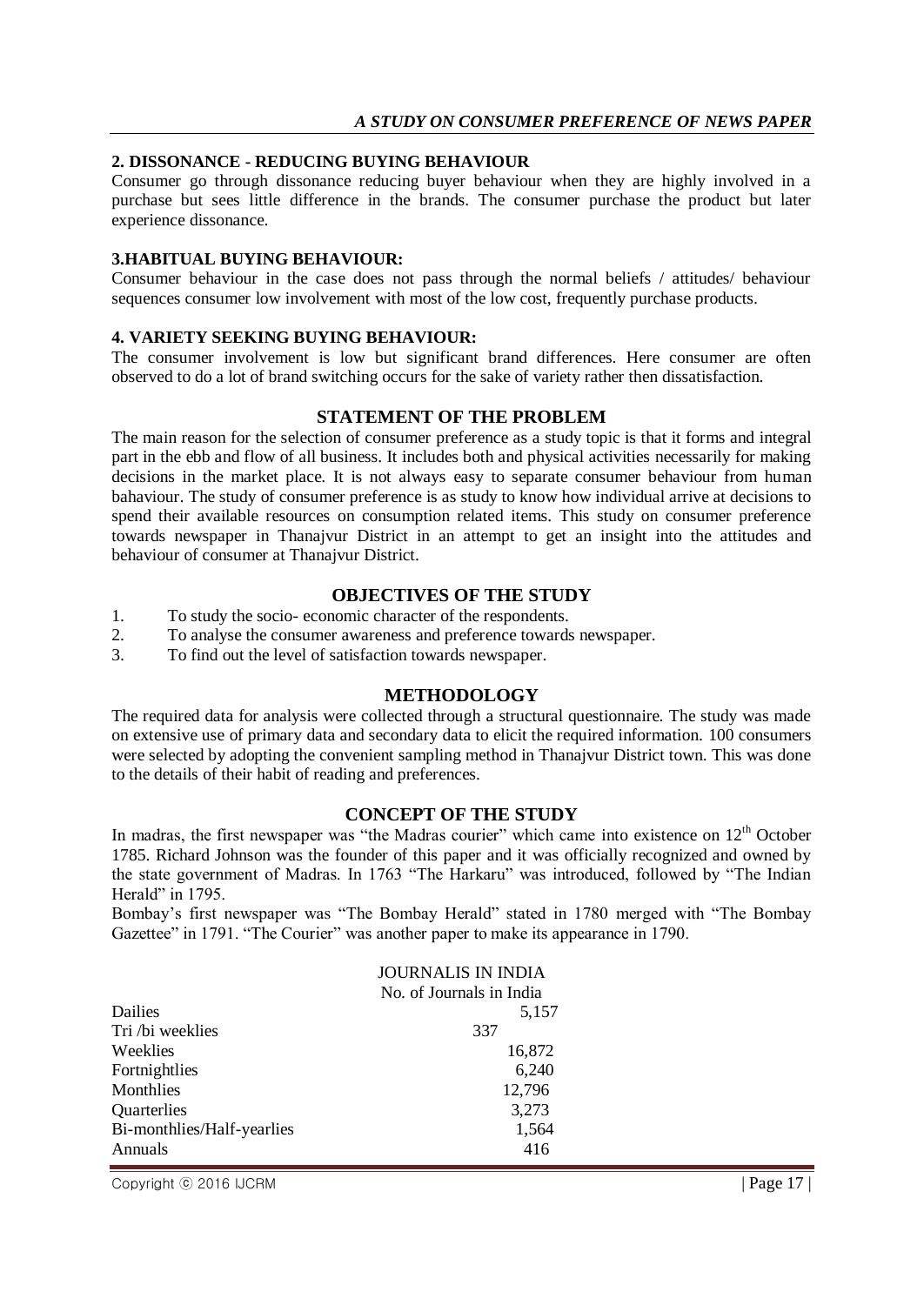**2. DISSONANCE - REDUCING BUYING BEHAVIOUR**

Consumer go through dissonance reducing buyer behaviour when they are highly involved in a purchase but sees little difference in the brands. The consumer purchase the product but later experience dissonance.

**3.HABITUAL BUYING BEHAVIOUR:**

Consumer behaviour in the case does not pass through the normal beliefs / attitudes/ behaviour sequences consumer low involvement with most of the low cost, frequently purchase products.

**4. VARIETY SEEKING BUYING BEHAVIOUR:**

The consumer involvement is low but significant brand differences. Here consumer are often observed to do a lot of brand switching occurs for the sake of variety rather then dissatisfaction.

## STATEMENT OF THE PROBLEM

The main reason for the selection of consumer preference as a study topic is that it forms and integral part in the ebb and flow of all business. It includes both and physical activities necessarily for making decisions in the market place. It is not always easy to separate consumer behaviour from human bahaviour. The study of consumer preference is as study to know how individual arrive at decisions to spend their available resources on consumption related items. This study on consumer preference towards newspaper in Thanajvur District in an attempt to get an insight into the attitudes and behaviour of consumer at Thanajvur District.

## OBJECTIVES OF THE STUDY

1. To study the socio- economic character of the respondents.
2. To analyse the consumer awareness and preference towards newspaper.
3. To find out the level of satisfaction towards newspaper.

## METHODOLOGY

The required data for analysis were collected through a structural questionnaire. The study was made on extensive use of primary data and secondary data to elicit the required information. 100 consumers were selected by adopting the convenient sampling method in Thanajvur District town. This was done to the details of their habit of reading and preferences.

## CONCEPT OF THE STUDY

In madras, the first newspaper was "the Madras courier" which came into existence on 12th October 1785. Richard Johnson was the founder of this paper and it was officially recognized and owned by the state government of Madras. In 1763 "The Harkaru" was introduced, followed by "The Indian Herald" in 1795.

Bombay's first newspaper was "The Bombay Herald" stated in 1780 merged with "The Bombay Gazettee" in 1791. "The Courier" was another paper to make its appearance in 1790.

JOURNALIS IN INDIA

| | No. of Journals in India |
|---|---|
| Dailies | 5,157 |
| Tri /bi weeklies | 337 |
| Weeklies | 16,872 |
| Fortnightlies | 6,240 |
| Monthlies | 12,796 |
| Quarterlies | 3,273 |
| Bi-monthlies/Half-yearlies | 1,564 |
| Annuals | 416 |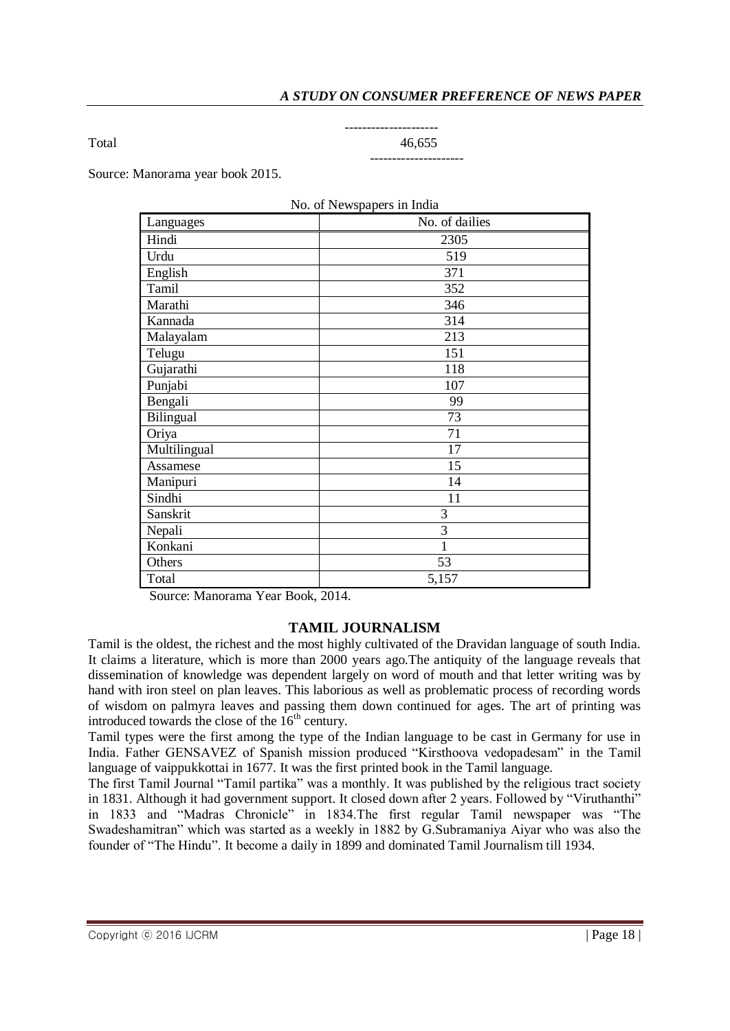---------------------

Total 46,655

---------------------

Source: Manorama year book 2015.

No. of Newspapers in India

| Languages | No. of dailies |
|---|---|
| Hindi | 2305 |
| Urdu | 519 |
| English | 371 |
| Tamil | 352 |
| Marathi | 346 |
| Kannada | 314 |
| Malayalam | 213 |
| Telugu | 151 |
| Gujarathi | 118 |
| Punjabi | 107 |
| Bengali | 99 |
| Bilingual | 73 |
| Oriya | 71 |
| Multilingual | 17 |
| Assamese | 15 |
| Manipuri | 14 |
| Sindhi | 11 |
| Sanskrit | 3 |
| Nepali | 3 |
| Konkani | 1 |
| Others | 53 |
| Total | 5,157 |

Source: Manorama Year Book, 2014.

## TAMIL JOURNALISM

Tamil is the oldest, the richest and the most highly cultivated of the Dravidan language of south India. It claims a literature, which is more than 2000 years ago.The antiquity of the language reveals that dissemination of knowledge was dependent largely on word of mouth and that letter writing was by hand with iron steel on plan leaves. This laborious as well as problematic process of recording words of wisdom on palmyra leaves and passing them down continued for ages. The art of printing was introduced towards the close of the 16th century.

Tamil types were the first among the type of the Indian language to be cast in Germany for use in India. Father GENSAVEZ of Spanish mission produced "Kirsthoova vedopadesam" in the Tamil language of vaippukkottai in 1677. It was the first printed book in the Tamil language.

The first Tamil Journal "Tamil partika" was a monthly. It was published by the religious tract society in 1831. Although it had government support. It closed down after 2 years. Followed by "Viruthanthi" in 1833 and "Madras Chronicle" in 1834.The first regular Tamil newspaper was "The Swadeshamitran" which was started as a weekly in 1882 by G.Subramaniya Aiyar who was also the founder of "The Hindu". It become a daily in 1899 and dominated Tamil Journalism till 1934.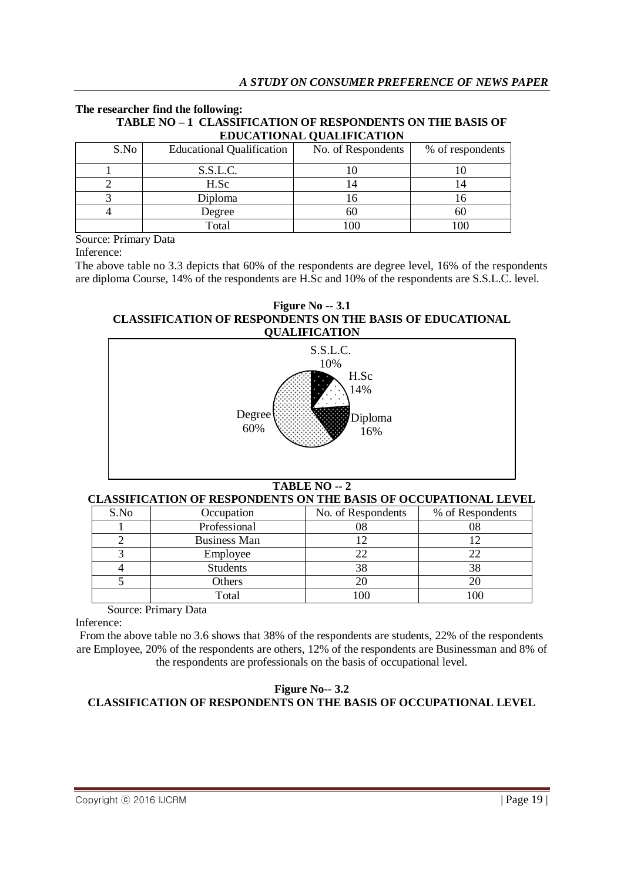**The researcher find the following:**

**TABLE NO – 1 CLASSIFICATION OF RESPONDENTS ON THE BASIS OF EDUCATIONAL QUALIFICATION**

| S.No | Educational Qualification | No. of Respondents | % of respondents |
|---|---|---|---|
| 1 | S.S.L.C. | 10 | 10 |
| 2 | H.Sc | 14 | 14 |
| 3 | Diploma | 16 | 16 |
| 4 | Degree | 60 | 60 |
| | Total | 100 | 100 |

Source: Primary Data

Inference:

The above table no 3.3 depicts that 60% of the respondents are degree level, 16% of the respondents are diploma Course, 14% of the respondents are H.Sc and 10% of the respondents are S.S.L.C. level.

**Figure No -- 3.1**
**CLASSIFICATION OF RESPONDENTS ON THE BASIS OF EDUCATIONAL QUALIFICATION**

S.S.L.C. 10%
H.Sc 14%
Diploma 16%
Degree 60%

**TABLE NO -- 2**
**CLASSIFICATION OF RESPONDENTS ON THE BASIS OF OCCUPATIONAL LEVEL**

| S.No | Occupation | No. of Respondents | % of Respondents |
|---|---|---|---|
| 1 | Professional | 08 | 08 |
| 2 | Business Man | 12 | 12 |
| 3 | Employee | 22 | 22 |
| 4 | Students | 38 | 38 |
| 5 | Others | 20 | 20 |
| | Total | 100 | 100 |

Source: Primary Data

Inference:

From the above table no 3.6 shows that 38% of the respondents are students, 22% of the respondents are Employee, 20% of the respondents are others, 12% of the respondents are Businessman and 8% of the respondents are professionals on the basis of occupational level.

**Figure No-- 3.2**
**CLASSIFICATION OF RESPONDENTS ON THE BASIS OF OCCUPATIONAL LEVEL**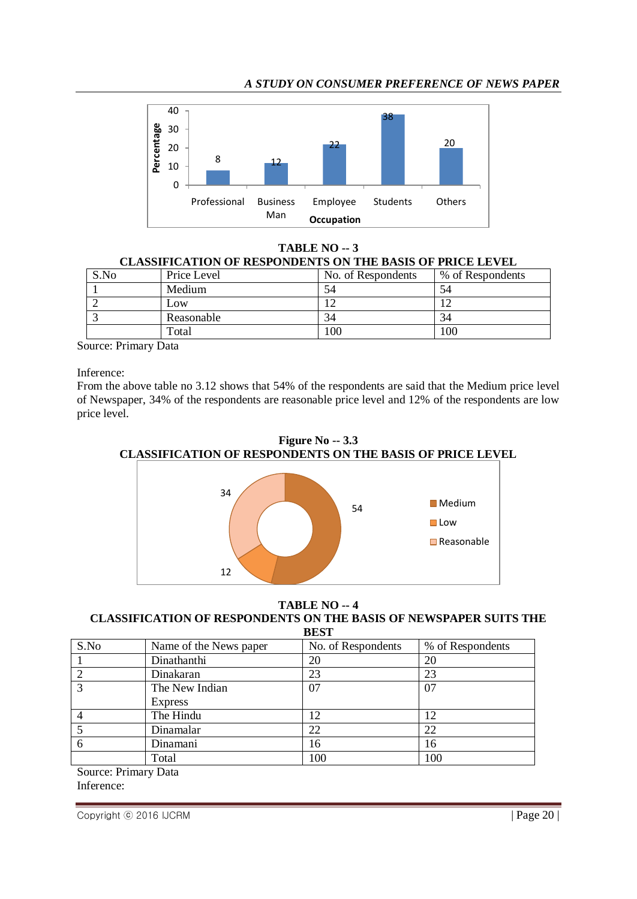### TABLE NO -- 3

### CLASSIFICATION OF RESPONDENTS ON THE BASIS OF PRICE LEVEL

| S.No | Price Level | No. of Respondents | % of Respondents |
|---|---|---|---|
| 1 | Medium | 54 | 54 |
| 2 | Low | 12 | 12 |
| 3 | Reasonable | 34 | 34 |
| | Total | 100 | 100 |

Source: Primary Data

Inference:

From the above table no 3.12 shows that 54% of the respondents are said that the Medium price level of Newspaper, 34% of the respondents are reasonable price level and 12% of the respondents are low price level.

### Figure No -- 3.3

### CLASSIFICATION OF RESPONDENTS ON THE BASIS OF PRICE LEVEL

### TABLE NO -- 4

### CLASSIFICATION OF RESPONDENTS ON THE BASIS OF NEWSPAPER SUITS THE BEST

| S.No | Name of the News paper | No. of Respondents | % of Respondents |
|---|---|---|---|
| 1 | Dinathanthi | 20 | 20 |
| 2 | Dinakaran | 23 | 23 |
| 3 | The New Indian Express | 07 | 07 |
| 4 | The Hindu | 12 | 12 |
| 5 | Dinamalar | 22 | 22 |
| 6 | Dinamani | 16 | 16 |
| | Total | 100 | 100 |

Source: Primary Data

Inference: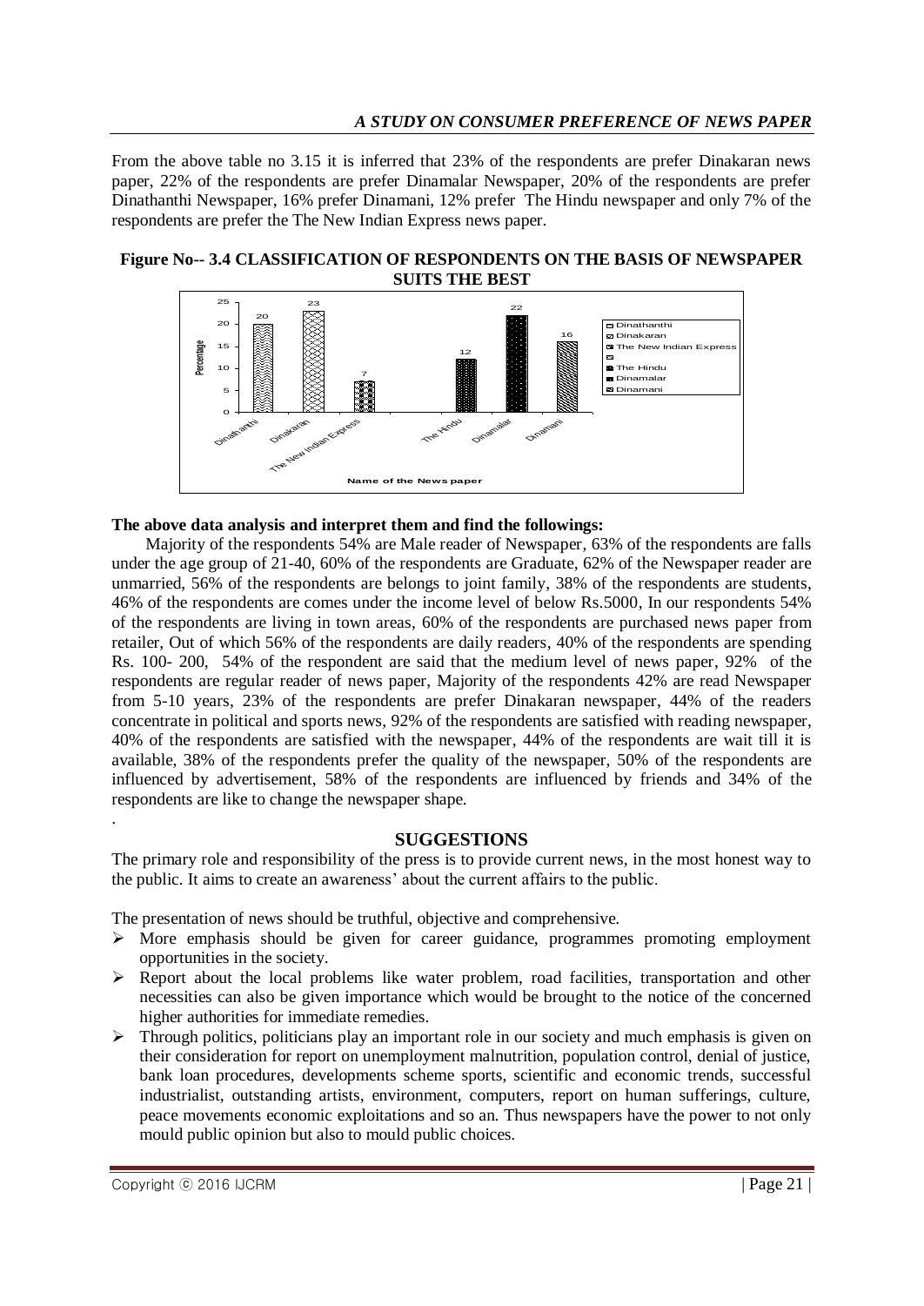From the above table no 3.15 it is inferred that 23% of the respondents are prefer Dinakaran news paper, 22% of the respondents are prefer Dinamalar Newspaper, 20% of the respondents are prefer Dinathanthi Newspaper, 16% prefer Dinamani, 12% prefer The Hindu newspaper and only 7% of the respondents are prefer the The New Indian Express news paper.

**Figure No-- 3.4 CLASSIFICATION OF RESPONDENTS ON THE BASIS OF NEWSPAPER SUITS THE BEST**

| Name of the News paper | Percentage |
| --- | --- |
| Dinathanthi | 20 |
| Dinakaran | 23 |
| The New Indian Express | 7 |
| The Hindu | 12 |
| Dinamalar | 22 |
| Dinamani | 16 |

**The above data analysis and interpret them and find the followings:**

Majority of the respondents 54% are Male reader of Newspaper, 63% of the respondents are falls under the age group of 21-40, 60% of the respondents are Graduate, 62% of the Newspaper reader are unmarried, 56% of the respondents are belongs to joint family, 38% of the respondents are students, 46% of the respondents are comes under the income level of below Rs.5000, In our respondents 54% of the respondents are living in town areas, 60% of the respondents are purchased news paper from retailer, Out of which 56% of the respondents are daily readers, 40% of the respondents are spending Rs. 100- 200, 54% of the respondent are said that the medium level of news paper, 92% of the respondents are regular reader of news paper, Majority of the respondents 42% are read Newspaper from 5-10 years, 23% of the respondents are prefer Dinakaran newspaper, 44% of the readers concentrate in political and sports news, 92% of the respondents are satisfied with reading newspaper, 40% of the respondents are satisfied with the newspaper, 44% of the respondents are wait till it is available, 38% of the respondents prefer the quality of the newspaper, 50% of the respondents are influenced by advertisement, 58% of the respondents are influenced by friends and 34% of the respondents are like to change the newspaper shape.

## SUGGESTIONS

The primary role and responsibility of the press is to provide current news, in the most honest way to the public. It aims to create an awareness' about the current affairs to the public.

The presentation of news should be truthful, objective and comprehensive.

- More emphasis should be given for career guidance, programmes promoting employment opportunities in the society.
- Report about the local problems like water problem, road facilities, transportation and other necessities can also be given importance which would be brought to the notice of the concerned higher authorities for immediate remedies.
- Through politics, politicians play an important role in our society and much emphasis is given on their consideration for report on unemployment malnutrition, population control, denial of justice, bank loan procedures, developments scheme sports, scientific and economic trends, successful industrialist, outstanding artists, environment, computers, report on human sufferings, culture, peace movements economic exploitations and so an. Thus newspapers have the power to not only mould public opinion but also to mould public choices.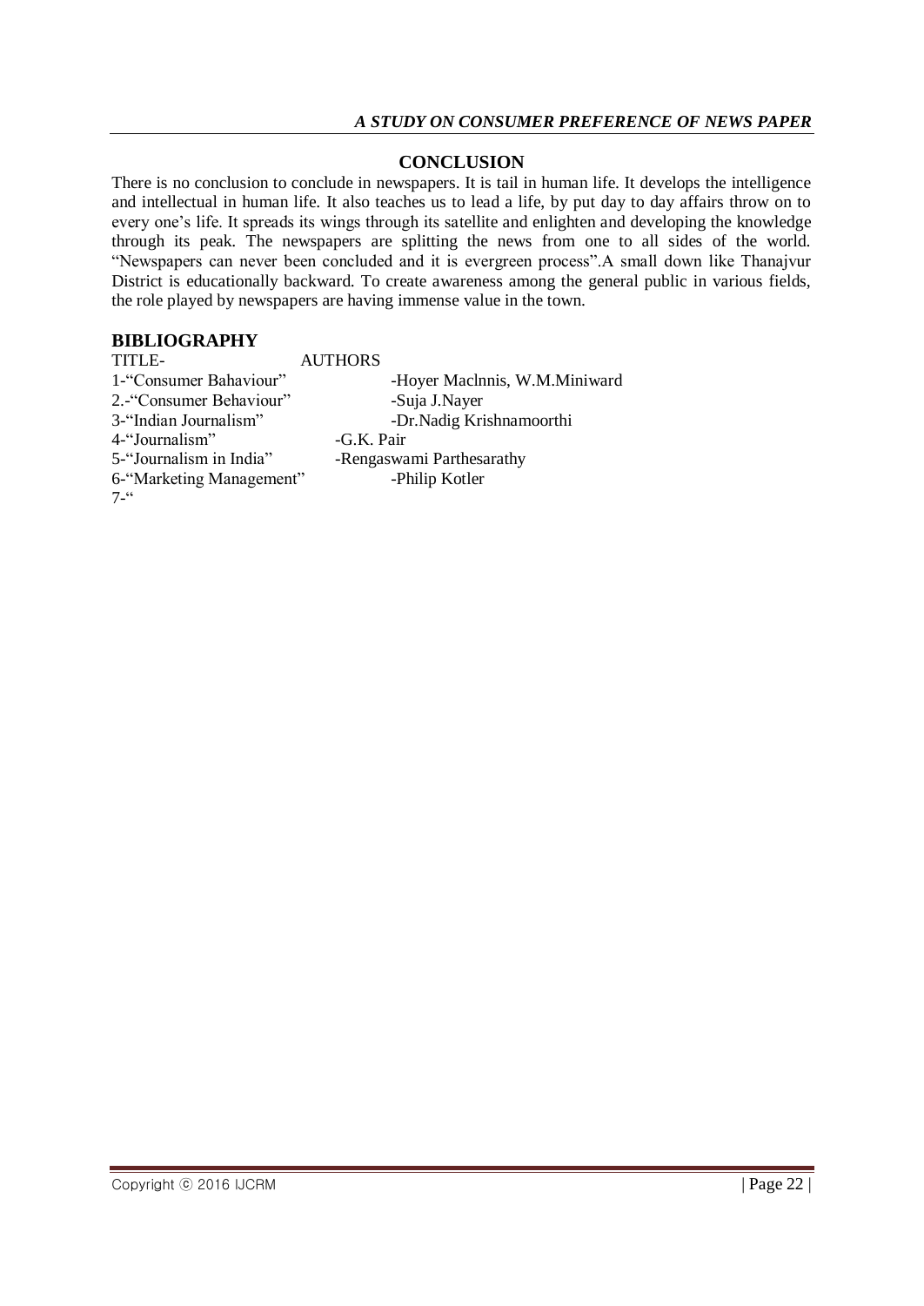## CONCLUSION

There is no conclusion to conclude in newspapers. It is tail in human life. It develops the intelligence and intellectual in human life. It also teaches us to lead a life, by put day to day affairs throw on to every one's life. It spreads its wings through its satellite and enlighten and developing the knowledge through its peak. The newspapers are splitting the news from one to all sides of the world. "Newspapers can never been concluded and it is evergreen process".A small down like Thanajvur District is educationally backward. To create awareness among the general public in various fields, the role played by newspapers are having immense value in the town.

## BIBLIOGRAPHY

| TITLE- | AUTHORS |
|---|---|
| 1-"Consumer Bahaviour" | -Hoyer Maclnnis, W.M.Miniward |
| 2.-"Consumer Behaviour" | -Suja J.Nayer |
| 3-"Indian Journalism" | -Dr.Nadig Krishnamoorthi |
| 4-"Journalism" | -G.K. Pair |
| 5-"Journalism in India" | -Rengaswami Parthesarathy |
| 6-"Marketing Management" | -Philip Kotler |
| 7-" | |